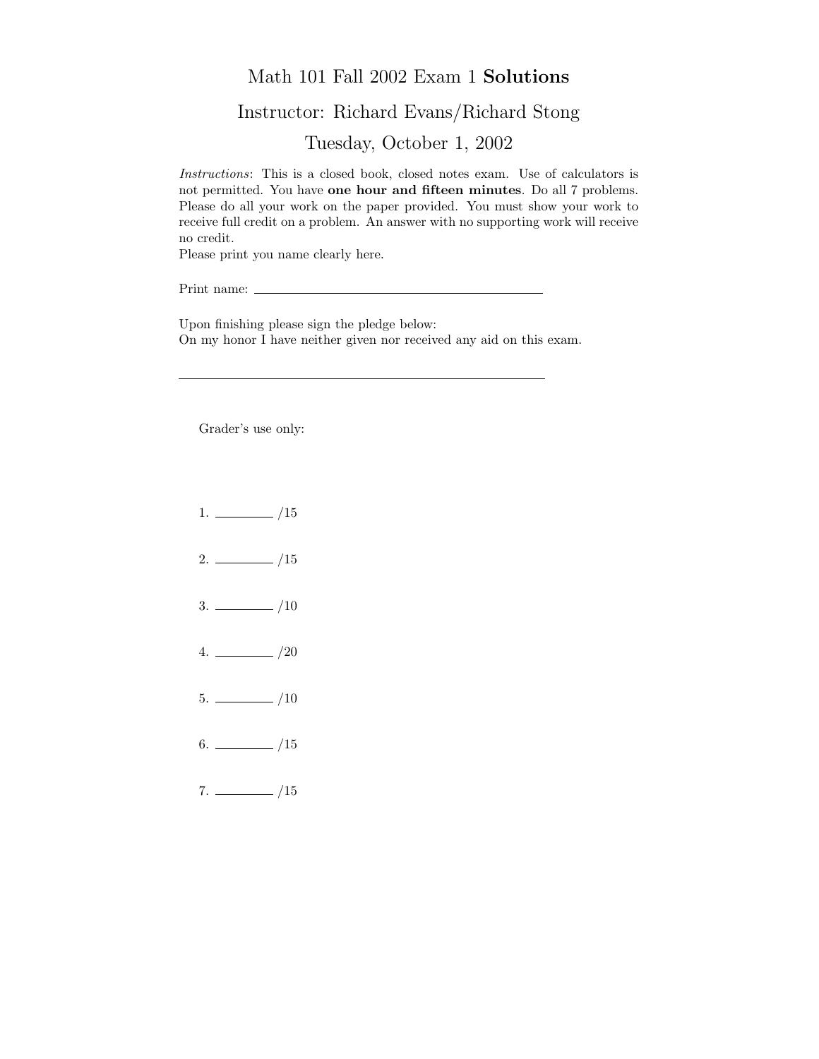# Math 101 Fall 2002 Exam 1 **Solutions**

## Instructor: Richard Evans/Richard Stong

## Tuesday, October 1, 2002

*Instructions*: This is a closed book, closed notes exam. Use of calculators is not permitted. You have **one hour and fifteen minutes**. Do all 7 problems. Please do all your work on the paper provided. You must show your work to receive full credit on a problem. An answer with no supporting work will receive no credit.

Please print you name clearly here.

Print name: ______________________________

Upon finishing please sign the pledge below:

On my honor I have neither given nor received any aid on this exam.

______________________________

Grader's use only:

1. ________ /15

2. ________ /15

3. ________ /10

4. ________ /20

5. ________ /10

6. ________ /15

7. ________ /15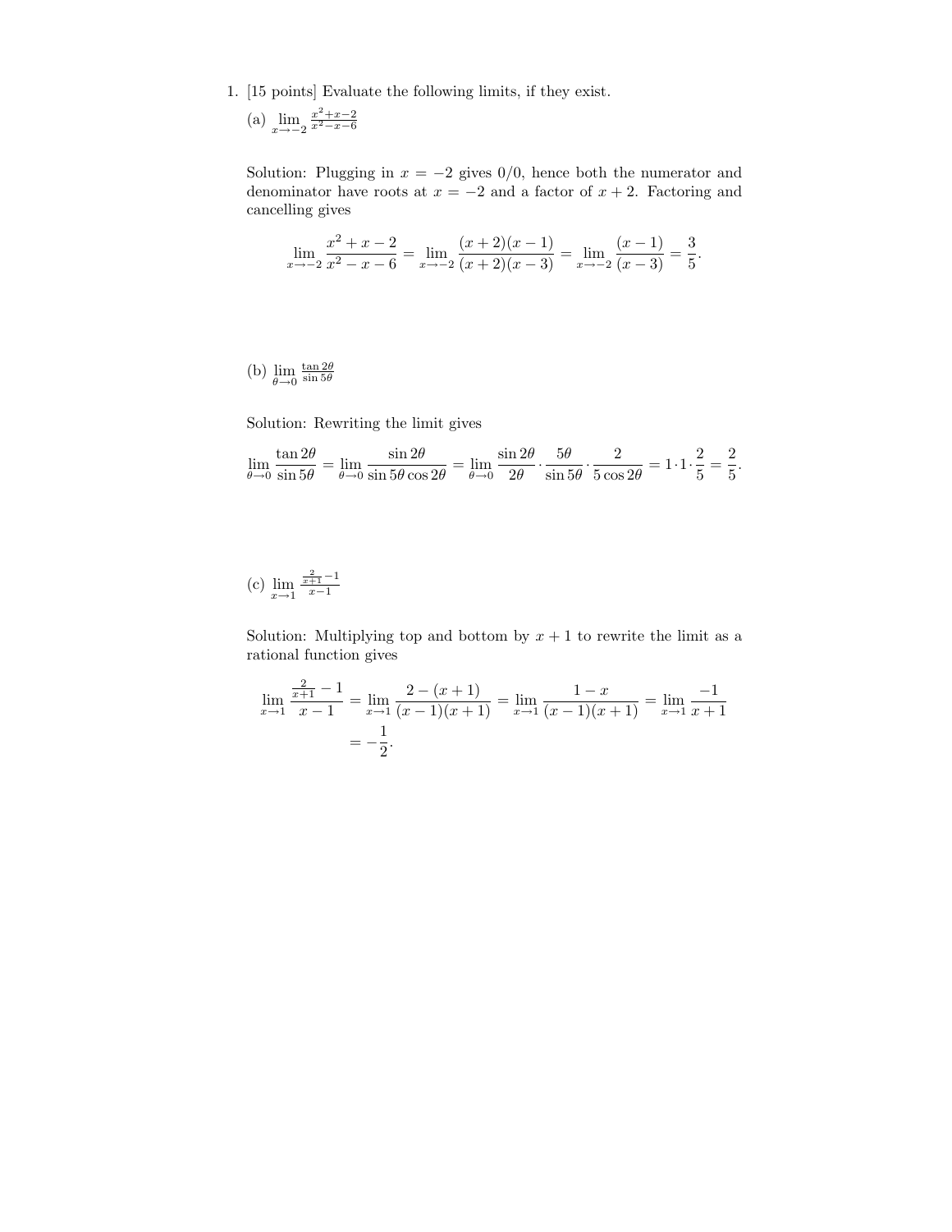1. [15 points] Evaluate the following limits, if they exist.

(a) $\lim_{x \to -2} \frac{x^2+x-2}{x^2-x-6}$

Solution: Plugging in $x = -2$ gives $0/0$, hence both the numerator and denominator have roots at $x = -2$ and a factor of $x + 2$. Factoring and cancelling gives

$$\lim_{x \to -2} \frac{x^2+x-2}{x^2-x-6} = \lim_{x \to -2} \frac{(x+2)(x-1)}{(x+2)(x-3)} = \lim_{x \to -2} \frac{(x-1)}{(x-3)} = \frac{3}{5}.$$

(b) $\lim_{\theta \to 0} \frac{\tan 2\theta}{\sin 5\theta}$

Solution: Rewriting the limit gives

$$\lim_{\theta \to 0} \frac{\tan 2\theta}{\sin 5\theta} = \lim_{\theta \to 0} \frac{\sin 2\theta}{\sin 5\theta \cos 2\theta} = \lim_{\theta \to 0} \frac{\sin 2\theta}{2\theta} \cdot \frac{5\theta}{\sin 5\theta} \cdot \frac{2}{5 \cos 2\theta} = 1 \cdot 1 \cdot \frac{2}{5} = \frac{2}{5}.$$

(c) $\lim_{x \to 1} \frac{\frac{2}{x+1}-1}{x-1}$

Solution: Multiplying top and bottom by $x + 1$ to rewrite the limit as a rational function gives

$$\lim_{x \to 1} \frac{\frac{2}{x+1}-1}{x-1} = \lim_{x \to 1} \frac{2-(x+1)}{(x-1)(x+1)} = \lim_{x \to 1} \frac{1-x}{(x-1)(x+1)} = \lim_{x \to 1} \frac{-1}{x+1}$$
$$= -\frac{1}{2}.$$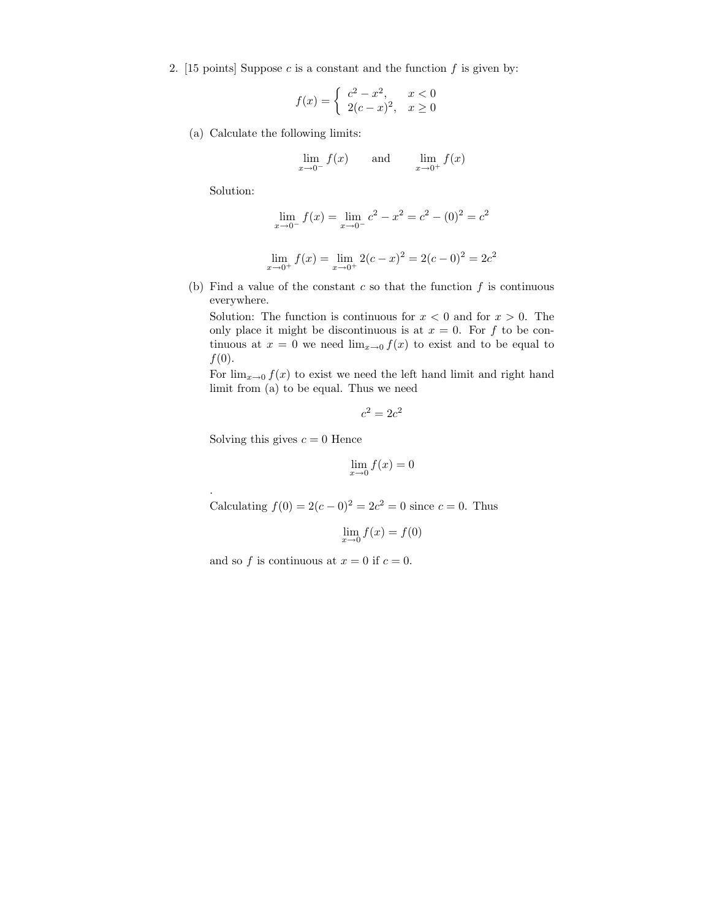2. [15 points] Suppose $c$ is a constant and the function $f$ is given by:

$$f(x) = \begin{cases} c^2 - x^2, & x < 0 \\ 2(c-x)^2, & x \geq 0 \end{cases}$$

(a) Calculate the following limits:

$$\lim_{x \to 0^-} f(x) \qquad \text{and} \qquad \lim_{x \to 0^+} f(x)$$

Solution:

$$\lim_{x \to 0^-} f(x) = \lim_{x \to 0^-} c^2 - x^2 = c^2 - (0)^2 = c^2$$

$$\lim_{x \to 0^+} f(x) = \lim_{x \to 0^+} 2(c-x)^2 = 2(c-0)^2 = 2c^2$$

(b) Find a value of the constant $c$ so that the function $f$ is continuous everywhere.

Solution: The function is continuous for $x < 0$ and for $x > 0$. The only place it might be discontinuous is at $x = 0$. For $f$ to be continuous at $x = 0$ we need $\lim_{x \to 0} f(x)$ to exist and to be equal to $f(0)$.

For $\lim_{x \to 0} f(x)$ to exist we need the left hand limit and right hand limit from (a) to be equal. Thus we need

$$c^2 = 2c^2$$

Solving this gives $c = 0$ Hence

$$\lim_{x \to 0} f(x) = 0$$

.

Calculating $f(0) = 2(c-0)^2 = 2c^2 = 0$ since $c = 0$. Thus

$$\lim_{x \to 0} f(x) = f(0)$$

and so $f$ is continuous at $x = 0$ if $c = 0$.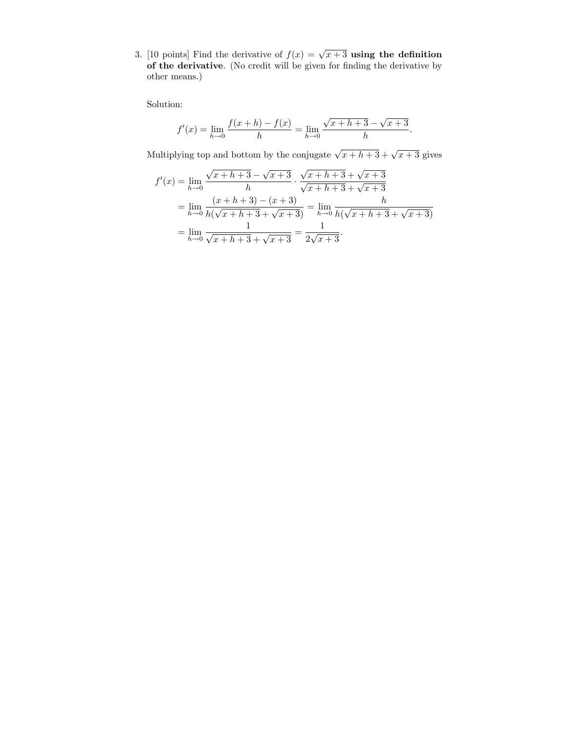3. [10 points] Find the derivative of $f(x) = \sqrt{x+3}$ **using the definition of the derivative**. (No credit will be given for finding the derivative by other means.)

Solution:

$$f'(x) = \lim_{h \to 0} \frac{f(x+h) - f(x)}{h} = \lim_{h \to 0} \frac{\sqrt{x+h+3} - \sqrt{x+3}}{h}.$$

Multiplying top and bottom by the conjugate $\sqrt{x+h+3} + \sqrt{x+3}$ gives

$$\begin{aligned}
f'(x) &= \lim_{h \to 0} \frac{\sqrt{x+h+3} - \sqrt{x+3}}{h} \cdot \frac{\sqrt{x+h+3} + \sqrt{x+3}}{\sqrt{x+h+3} + \sqrt{x+3}} \\
&= \lim_{h \to 0} \frac{(x+h+3) - (x+3)}{h(\sqrt{x+h+3} + \sqrt{x+3})} = \lim_{h \to 0} \frac{h}{h(\sqrt{x+h+3} + \sqrt{x+3})} \\
&= \lim_{h \to 0} \frac{1}{\sqrt{x+h+3} + \sqrt{x+3}} = \frac{1}{2\sqrt{x+3}}.
\end{aligned}$$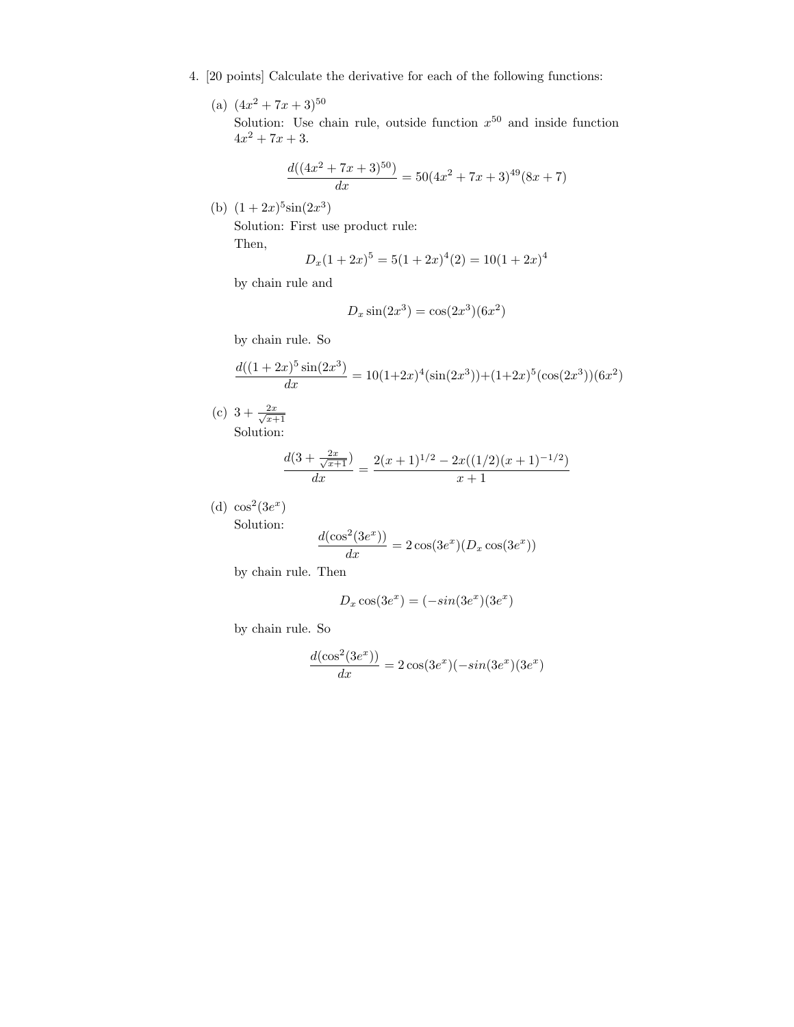4. [20 points] Calculate the derivative for each of the following functions:

(a) $(4x^2 + 7x + 3)^{50}$

Solution: Use chain rule, outside function $x^{50}$ and inside function $4x^2 + 7x + 3$.

$$\frac{d((4x^2 + 7x + 3)^{50})}{dx} = 50(4x^2 + 7x + 3)^{49}(8x + 7)$$

(b) $(1 + 2x)^5 \sin(2x^3)$

Solution: First use product rule:

Then,

$$D_x(1 + 2x)^5 = 5(1 + 2x)^4(2) = 10(1 + 2x)^4$$

by chain rule and

$$D_x \sin(2x^3) = \cos(2x^3)(6x^2)$$

by chain rule. So

$$\frac{d((1 + 2x)^5 \sin(2x^3)}{dx} = 10(1+2x)^4(\sin(2x^3))+(1+2x)^5(\cos(2x^3))(6x^2)$$

(c) $3 + \frac{2x}{\sqrt{x+1}}$

Solution:

$$\frac{d(3 + \frac{2x}{\sqrt{x+1}})}{dx} = \frac{2(x + 1)^{1/2} - 2x((1/2)(x + 1)^{-1/2})}{x + 1}$$

(d) $\cos^2(3e^x)$

Solution:

$$\frac{d(\cos^2(3e^x))}{dx} = 2\cos(3e^x)(D_x \cos(3e^x))$$

by chain rule. Then

$$D_x \cos(3e^x) = (-sin(3e^x)(3e^x)$$

by chain rule. So

$$\frac{d(\cos^2(3e^x))}{dx} = 2\cos(3e^x)(-sin(3e^x)(3e^x)$$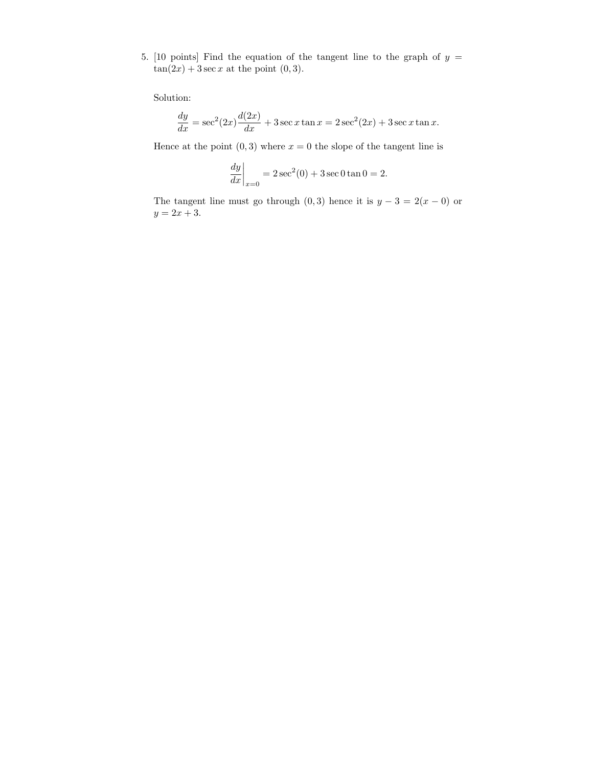5. [10 points] Find the equation of the tangent line to the graph of $y = \tan(2x) + 3\sec x$ at the point $(0, 3)$.

Solution:

$$\frac{dy}{dx} = \sec^2(2x)\frac{d(2x)}{dx} + 3\sec x \tan x = 2\sec^2(2x) + 3\sec x \tan x.$$

Hence at the point $(0, 3)$ where $x = 0$ the slope of the tangent line is

$$\left.\frac{dy}{dx}\right|_{x=0} = 2\sec^2(0) + 3\sec 0 \tan 0 = 2.$$

The tangent line must go through $(0, 3)$ hence it is $y - 3 = 2(x - 0)$ or $y = 2x + 3$.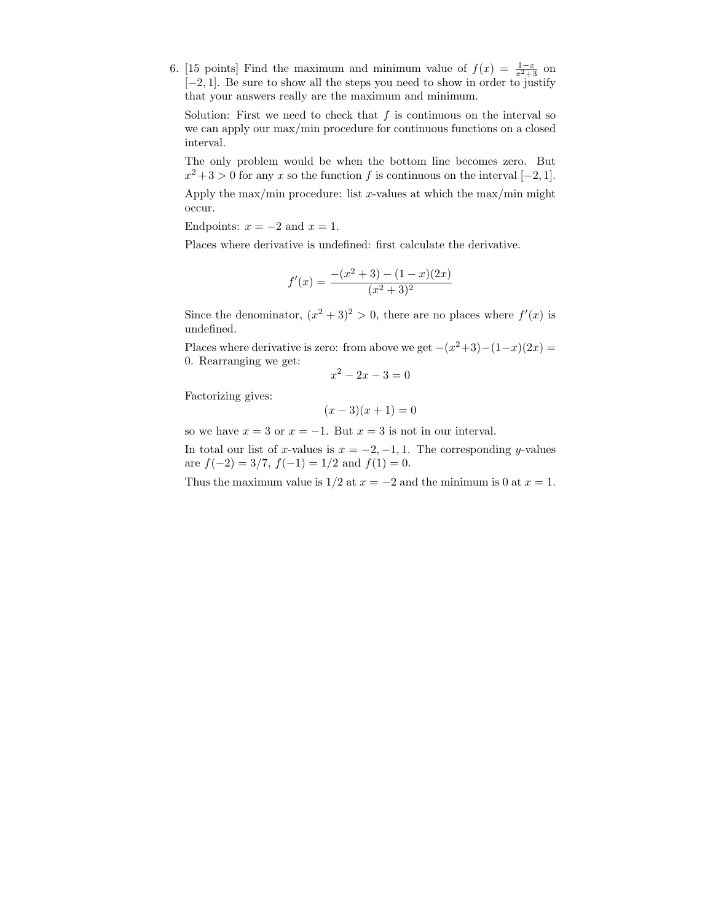6. [15 points] Find the maximum and minimum value of $f(x) = \frac{1-x}{x^2+3}$ on $[-2, 1]$. Be sure to show all the steps you need to show in order to justify that your answers really are the maximum and minimum.

Solution: First we need to check that $f$ is continuous on the interval so we can apply our max/min procedure for continuous functions on a closed interval.

The only problem would be when the bottom line becomes zero. But $x^2 + 3 > 0$ for any $x$ so the function $f$ is continuous on the interval $[-2, 1]$.

Apply the max/min procedure: list $x$-values at which the max/min might occur.

Endpoints: $x = -2$ and $x = 1$.

Places where derivative is undefined: first calculate the derivative.

$$f'(x) = \frac{-(x^2+3) - (1-x)(2x)}{(x^2+3)^2}$$

Since the denominator, $(x^2 + 3)^2 > 0$, there are no places where $f'(x)$ is undefined.

Places where derivative is zero: from above we get $-(x^2+3)-(1-x)(2x) = 0$. Rearranging we get:

$$x^2 - 2x - 3 = 0$$

Factorizing gives:

$$(x - 3)(x + 1) = 0$$

so we have $x = 3$ or $x = -1$. But $x = 3$ is not in our interval.

In total our list of $x$-values is $x = -2, -1, 1$. The corresponding $y$-values are $f(-2) = 3/7$, $f(-1) = 1/2$ and $f(1) = 0$.

Thus the maximum value is $1/2$ at $x = -2$ and the minimum is 0 at $x = 1$.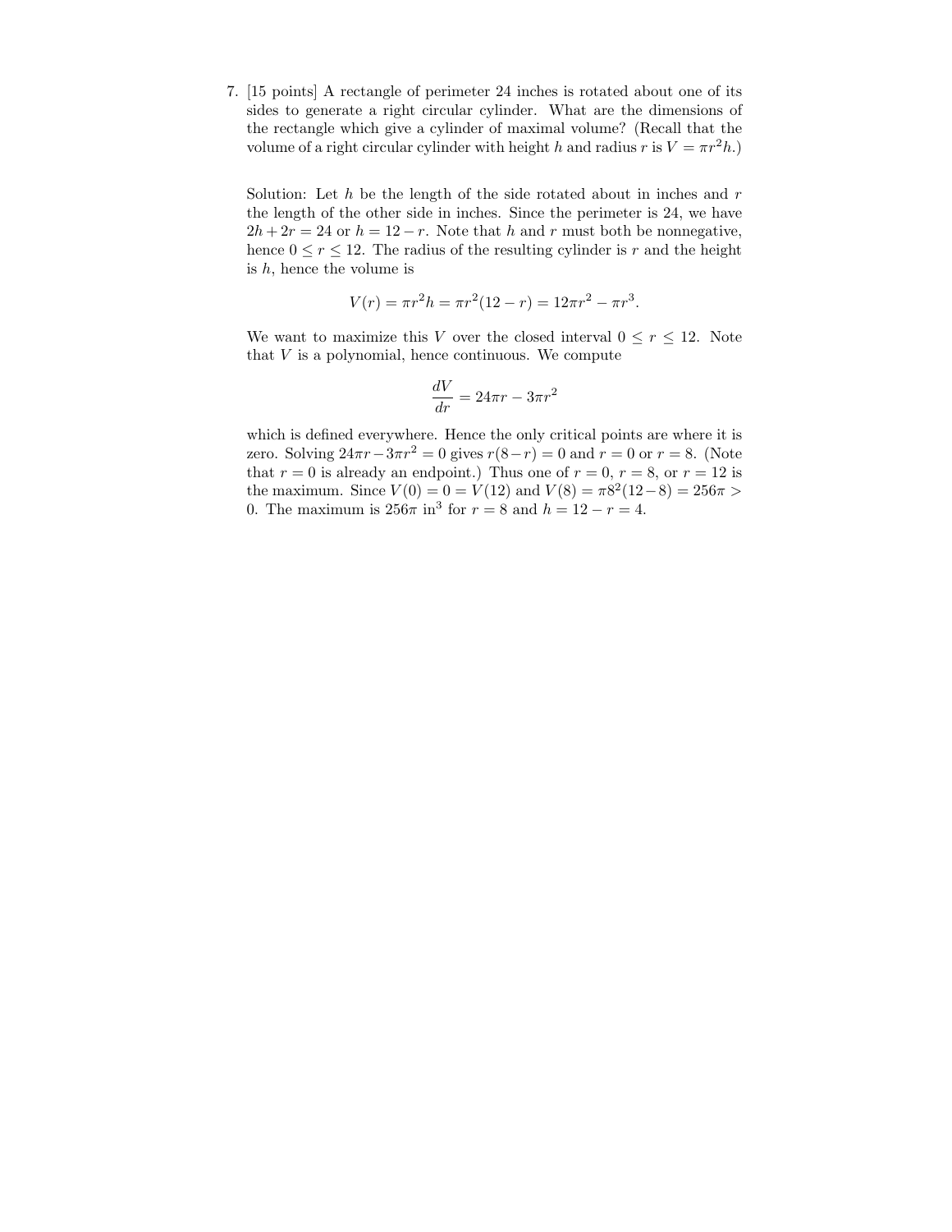7. [15 points] A rectangle of perimeter 24 inches is rotated about one of its sides to generate a right circular cylinder. What are the dimensions of the rectangle which give a cylinder of maximal volume? (Recall that the volume of a right circular cylinder with height $h$ and radius $r$ is $V = \pi r^2 h$.)

Solution: Let $h$ be the length of the side rotated about in inches and $r$ the length of the other side in inches. Since the perimeter is 24, we have $2h + 2r = 24$ or $h = 12 - r$. Note that $h$ and $r$ must both be nonnegative, hence $0 \leq r \leq 12$. The radius of the resulting cylinder is $r$ and the height is $h$, hence the volume is

$$V(r) = \pi r^2 h = \pi r^2 (12 - r) = 12\pi r^2 - \pi r^3.$$

We want to maximize this $V$ over the closed interval $0 \leq r \leq 12$. Note that $V$ is a polynomial, hence continuous. We compute

$$\frac{dV}{dr} = 24\pi r - 3\pi r^2$$

which is defined everywhere. Hence the only critical points are where it is zero. Solving $24\pi r - 3\pi r^2 = 0$ gives $r(8 - r) = 0$ and $r = 0$ or $r = 8$. (Note that $r = 0$ is already an endpoint.) Thus one of $r = 0$, $r = 8$, or $r = 12$ is the maximum. Since $V(0) = 0 = V(12)$ and $V(8) = \pi 8^2(12 - 8) = 256\pi > 0$. The maximum is $256\pi$ in$^3$ for $r = 8$ and $h = 12 - r = 4$.